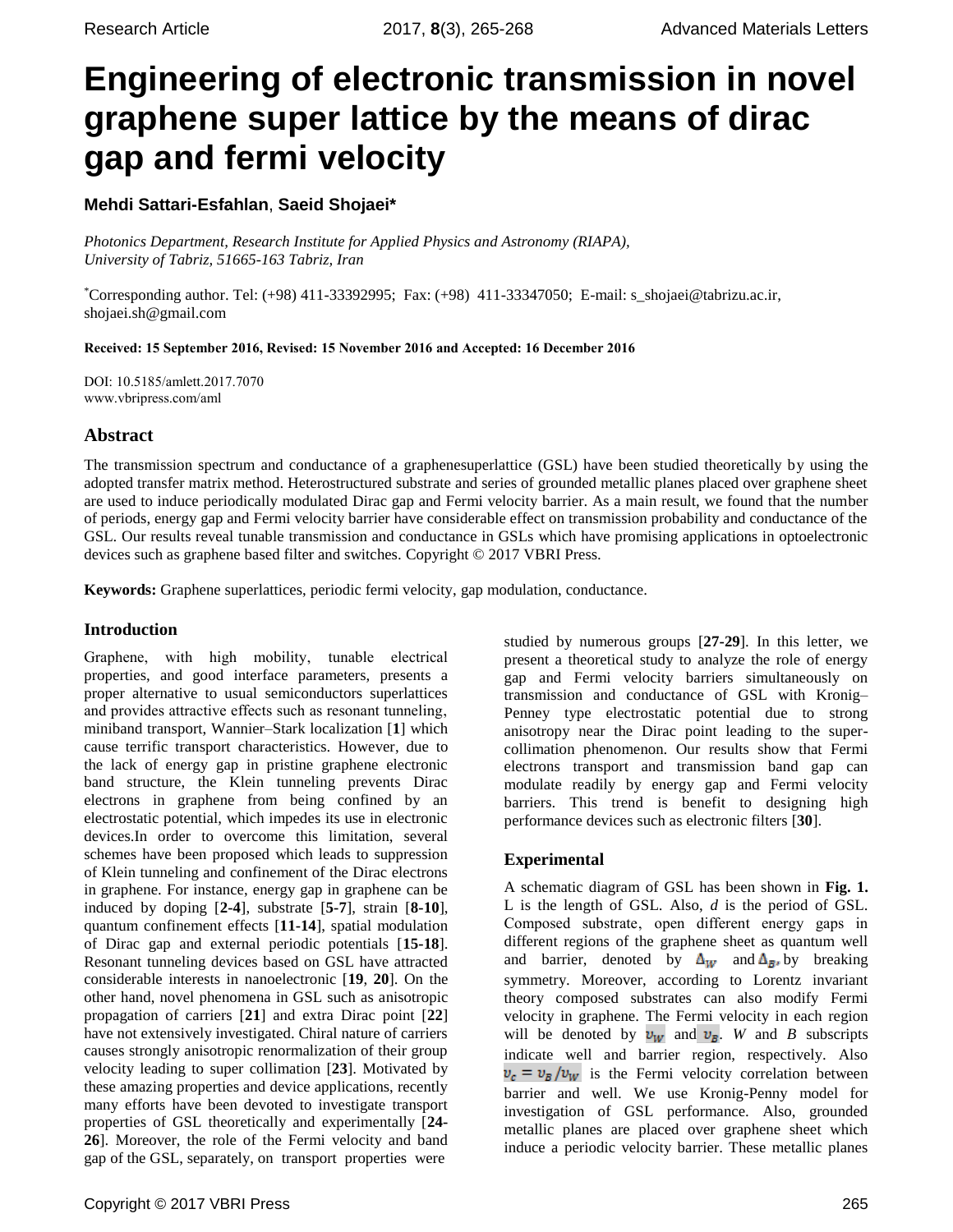# Engineering of electronic transmission in novel graphene super lattice by the means of dirac gap and fermi velocity

**Mehdi Sattari-Esfahlan**, **Saeid Shojaei***

*Photonics Department, Research Institute for Applied Physics and Astronomy (RIAPA), University of Tabriz, 51665-163 Tabriz, Iran*

*Corresponding author. Tel: (+98) 411-33392995; Fax: (+98) 411-33347050; E-mail: s_shojaei@tabrizu.ac.ir, shojaei.sh@gmail.com

**Received: 15 September 2016, Revised: 15 November 2016 and Accepted: 16 December 2016**

DOI: 10.5185/amlett.2017.7070
www.vbripress.com/aml

## Abstract

The transmission spectrum and conductance of a graphenesuperlattice (GSL) have been studied theoretically by using the adopted transfer matrix method. Heterostructured substrate and series of grounded metallic planes placed over graphene sheet are used to induce periodically modulated Dirac gap and Fermi velocity barrier. As a main result, we found that the number of periods, energy gap and Fermi velocity barrier have considerable effect on transmission probability and conductance of the GSL. Our results reveal tunable transmission and conductance in GSLs which have promising applications in optoelectronic devices such as graphene based filter and switches. Copyright © 2017 VBRI Press.

**Keywords:** Graphene superlattices, periodic fermi velocity, gap modulation, conductance.

## Introduction

Graphene, with high mobility, tunable electrical properties, and good interface parameters, presents a proper alternative to usual semiconductors superlattices and provides attractive effects such as resonant tunneling, miniband transport, Wannier–Stark localization [**1**] which cause terrific transport characteristics. However, due to the lack of energy gap in pristine graphene electronic band structure, the Klein tunneling prevents Dirac electrons in graphene from being confined by an electrostatic potential, which impedes its use in electronic devices.In order to overcome this limitation, several schemes have been proposed which leads to suppression of Klein tunneling and confinement of the Dirac electrons in graphene. For instance, energy gap in graphene can be induced by doping [**2-4**], substrate [**5-7**], strain [**8-10**], quantum confinement effects [**11-14**], spatial modulation of Dirac gap and external periodic potentials [**15-18**]. Resonant tunneling devices based on GSL have attracted considerable interests in nanoelectronic [**19**, **20**]. On the other hand, novel phenomena in GSL such as anisotropic propagation of carriers [**21**] and extra Dirac point [**22**] have not extensively investigated. Chiral nature of carriers causes strongly anisotropic renormalization of their group velocity leading to super collimation [**23**]. Motivated by these amazing properties and device applications, recently many efforts have been devoted to investigate transport properties of GSL theoretically and experimentally [**24-26**]. Moreover, the role of the Fermi velocity and band gap of the GSL, separately, on transport properties were studied by numerous groups [**27-29**]. In this letter, we present a theoretical study to analyze the role of energy gap and Fermi velocity barriers simultaneously on transmission and conductance of GSL with Kronig–Penney type electrostatic potential due to strong anisotropy near the Dirac point leading to the super-collimation phenomenon. Our results show that Fermi electrons transport and transmission band gap can modulate readily by energy gap and Fermi velocity barriers. This trend is benefit to designing high performance devices such as electronic filters [**30**].

## Experimental

A schematic diagram of GSL has been shown in **Fig. 1.** L is the length of GSL. Also, *d* is the period of GSL. Composed substrate, open different energy gaps in different regions of the graphene sheet as quantum well and barrier, denoted by $\Delta_W$ and $\Delta_B$, by breaking symmetry. Moreover, according to Lorentz invariant theory composed substrates can also modify Fermi velocity in graphene. The Fermi velocity in each region will be denoted by $v_W$ and $v_B$. *W* and *B* subscripts indicate well and barrier region, respectively. Also $v_c = v_B/v_W$ is the Fermi velocity correlation between barrier and well. We use Kronig-Penny model for investigation of GSL performance. Also, grounded metallic planes are placed over graphene sheet which induce a periodic velocity barrier. These metallic planes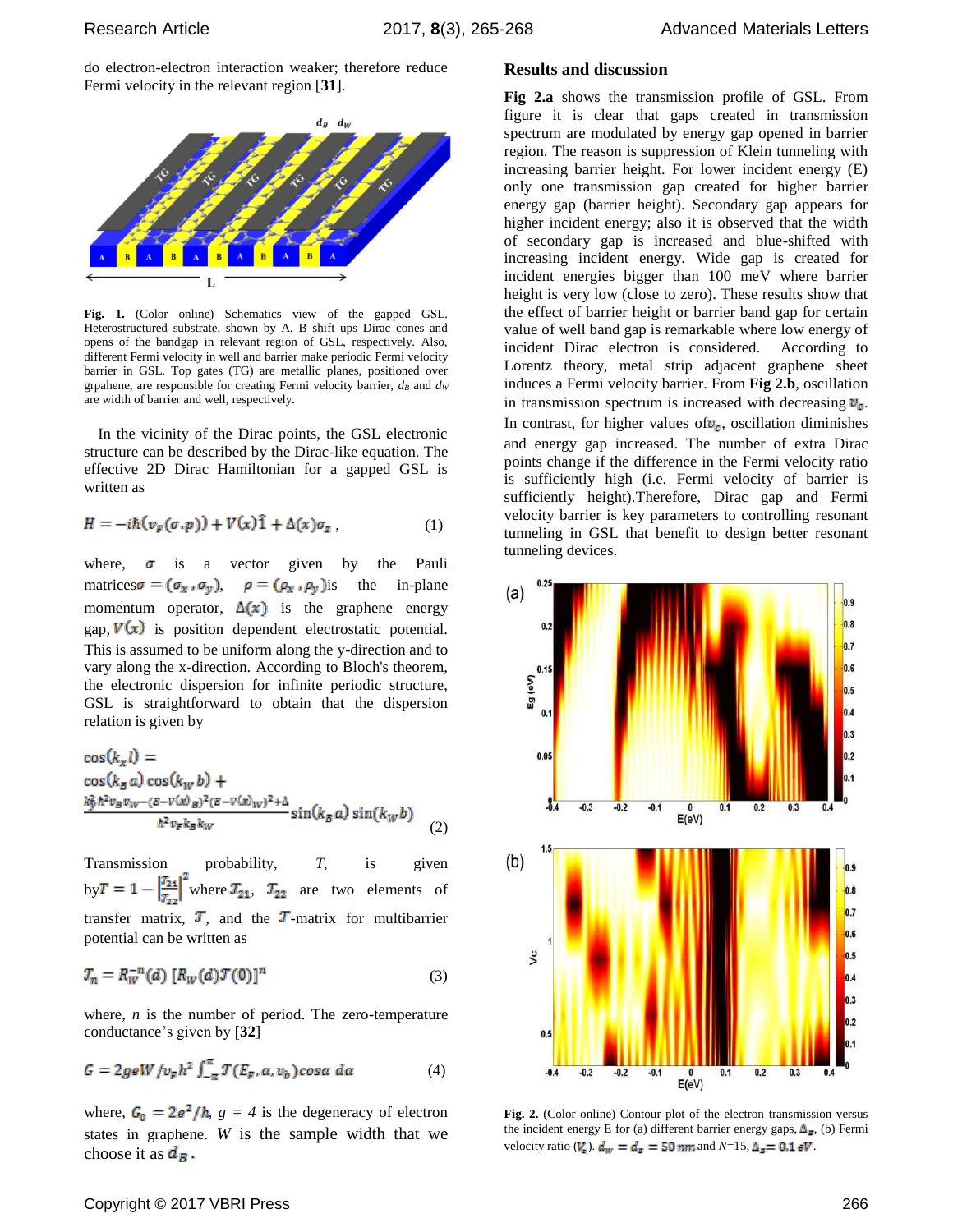do electron-electron interaction weaker; therefore reduce Fermi velocity in the relevant region [**31**].

**Fig. 1.** (Color online) Schematics view of the gapped GSL. Heterostructured substrate, shown by A, B shift ups Dirac cones and opens of the bandgap in relevant region of GSL, respectively. Also, different Fermi velocity in well and barrier make periodic Fermi velocity barrier in GSL. Top gates (TG) are metallic planes, positioned over grpahene, are responsible for creating Fermi velocity barrier, $d_B$ and $d_W$ are width of barrier and well, respectively.

In the vicinity of the Dirac points, the GSL electronic structure can be described by the Dirac-like equation. The effective 2D Dirac Hamiltonian for a gapped GSL is written as

$$H = -i\hbar(v_F(\sigma.p)) + V(x)\hat{1} + \Delta(x)\sigma_z \,, \qquad (1)$$

where, $\sigma$ is a vector given by the Pauli matrices $\sigma = (\sigma_x, \sigma_y)$, $p = (p_x, p_y)$ is the in-plane momentum operator, $\Delta(x)$ is the graphene energy gap, $V(x)$ is position dependent electrostatic potential. This is assumed to be uniform along the y-direction and to vary along the x-direction. According to Bloch's theorem, the electronic dispersion for infinite periodic structure, GSL is straightforward to obtain that the dispersion relation is given by

$$\cos(k_x l) = \cos(k_B a)\cos(k_W b) + \frac{k_y^2\hbar^2 v_B v_W - (E-V(x)_B)^2(E-V(x)_W)^2 + \Delta}{\hbar^2 v_F k_B k_W}\sin(k_B a)\sin(k_W b) \qquad (2)$$

Transmission probability, $T$, is given by $T = 1 - \left|\frac{\mathcal{T}_{21}}{\mathcal{T}_{22}}\right|^2$ where $\mathcal{T}_{21}$, $\mathcal{T}_{22}$ are two elements of transfer matrix, $\mathcal{T}$, and the $\mathcal{T}$-matrix for multibarrier potential can be written as

$$\mathcal{T}_n = R_W^{-n}(d)\,[R_W(d)\mathcal{T}(0)]^n \qquad (3)$$

where, $n$ is the number of period. The zero-temperature conductance's given by [**32**]

$$G = 2geW/v_F h^2 \int_{-\pi}^{\pi} \mathcal{T}(E_F, \alpha, v_b)\cos\alpha \, d\alpha \qquad (4)$$

where, $G_0 = 2e^2/h$, $g = 4$ is the degeneracy of electron states in graphene. $W$ is the sample width that we choose it as $d_B$.

## Results and discussion

**Fig 2.a** shows the transmission profile of GSL. From figure it is clear that gaps created in transmission spectrum are modulated by energy gap opened in barrier region. The reason is suppression of Klein tunneling with increasing barrier height. For lower incident energy (E) only one transmission gap created for higher barrier energy gap (barrier height). Secondary gap appears for higher incident energy; also it is observed that the width of secondary gap is increased and blue-shifted with increasing incident energy. Wide gap is created for incident energies bigger than 100 meV where barrier height is very low (close to zero). These results show that the effect of barrier height or barrier band gap for certain value of well band gap is remarkable where low energy of incident Dirac electron is considered. According to Lorentz theory, metal strip adjacent graphene sheet induces a Fermi velocity barrier. From **Fig 2.b**, oscillation in transmission spectrum is increased with decreasing $v_c$. In contrast, for higher values of $v_c$, oscillation diminishes and energy gap increased. The number of extra Dirac points change if the difference in the Fermi velocity ratio is sufficiently high (i.e. Fermi velocity of barrier is sufficiently height).Therefore, Dirac gap and Fermi velocity barrier is key parameters to controlling resonant tunneling in GSL that benefit to design better resonant tunneling devices.

**Fig. 2.** (Color online) Contour plot of the electron transmission versus the incident energy E for (a) different barrier energy gaps, $\Delta_z$, (b) Fermi velocity ratio ($V_c$). $d_w = d_z = 50\,nm$ and $N$=15, $\Delta_z = 0.1\,eV$.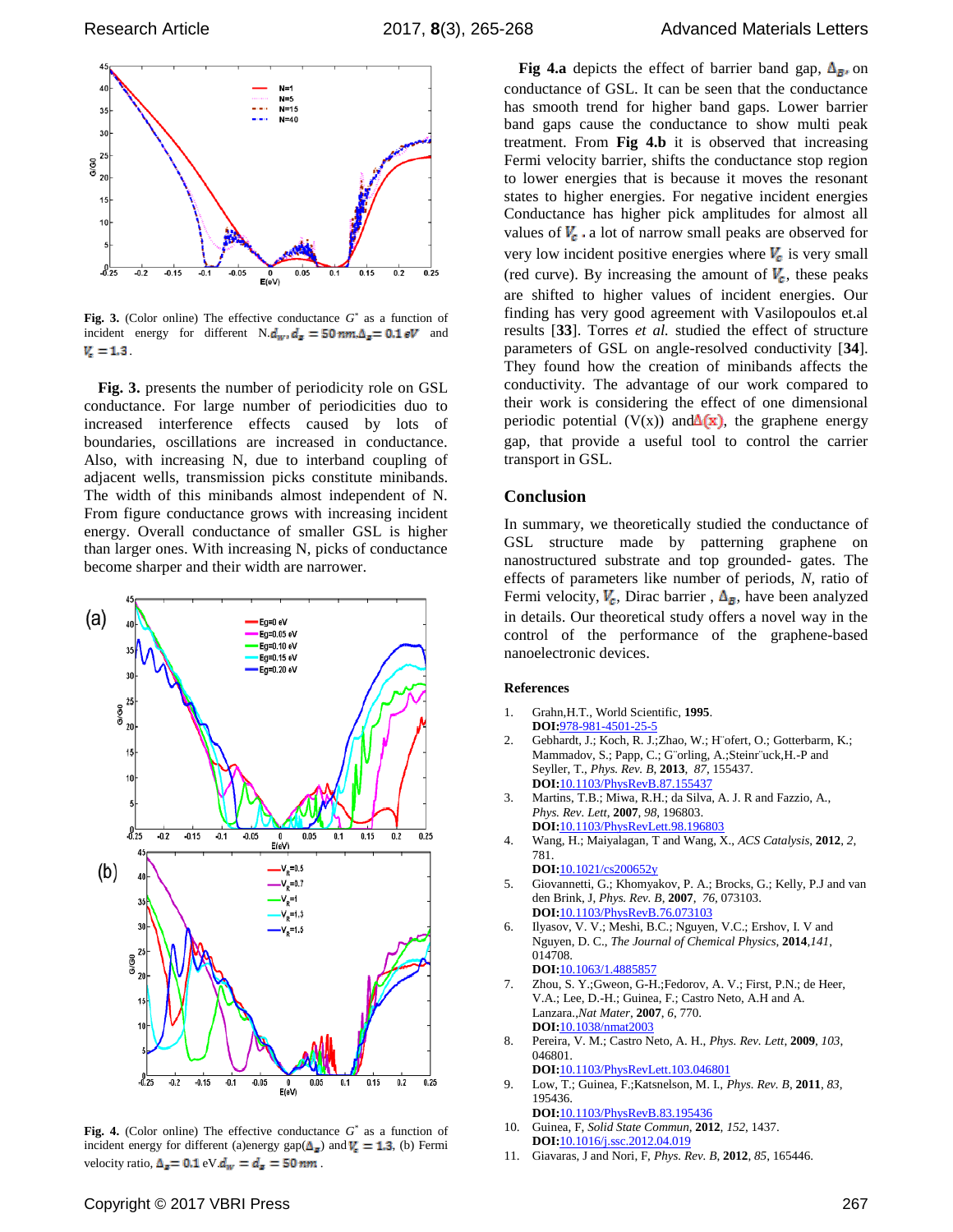Fig. 3. (Color online) The effective conductance $G^*$ as a function of incident energy for different N. $d_w, d_z = 50\,nm, \Delta_z = 0.1\,eV$ and $V_c = 1.3$.

**Fig. 3.** presents the number of periodicity role on GSL conductance. For large number of periodicities duo to increased interference effects caused by lots of boundaries, oscillations are increased in conductance. Also, with increasing N, due to interband coupling of adjacent wells, transmission picks constitute minibands. The width of this minibands almost independent of N. From figure conductance grows with increasing incident energy. Overall conductance of smaller GSL is higher than larger ones. With increasing N, picks of conductance become sharper and their width are narrower.

Fig. 4. (Color online) The effective conductance $G^*$ as a function of incident energy for different (a)energy gap($\Delta_z$) and $V_c = 1.3$, (b) Fermi velocity ratio, $\Delta_z = 0.1$ eV. $d_w = d_z = 50\,nm$.

**Fig 4.a** depicts the effect of barrier band gap, $\Delta_B$, on conductance of GSL. It can be seen that the conductance has smooth trend for higher band gaps. Lower barrier band gaps cause the conductance to show multi peak treatment. From **Fig 4.b** it is observed that increasing Fermi velocity barrier, shifts the conductance stop region to lower energies that is because it moves the resonant states to higher energies. For negative incident energies Conductance has higher pick amplitudes for almost all values of $V_c$ . a lot of narrow small peaks are observed for very low incident positive energies where $V_c$ is very small (red curve). By increasing the amount of $V_c$, these peaks are shifted to higher values of incident energies. Our finding has very good agreement with Vasilopoulos et.al results [33]. Torres *et al.* studied the effect of structure parameters of GSL on angle-resolved conductivity [34]. They found how the creation of minibands affects the conductivity. The advantage of our work compared to their work is considering the effect of one dimensional periodic potential (V(x)) and $\Delta(x)$, the graphene energy gap, that provide a useful tool to control the carrier transport in GSL.

## Conclusion

In summary, we theoretically studied the conductance of GSL structure made by patterning graphene on nanostructured substrate and top grounded- gates. The effects of parameters like number of periods, *N*, ratio of Fermi velocity, $V_c$, Dirac barrier , $\Delta_B$, have been analyzed in details. Our theoretical study offers a novel way in the control of the performance of the graphene-based nanoelectronic devices.

### References

1. Grahn,H.T., World Scientific, **1995**.
   **DOI:**978-981-4501-25-5
2. Gebhardt, J.; Koch, R. J.;Zhao, W.; H¨ofert, O.; Gotterbarm, K.; Mammadov, S.; Papp, C.; G¨orling, A.;Steinr¨uck,H.-P and Seyller, T., *Phys. Rev. B*, **2013**, *87*, 155437.
   **DOI:**10.1103/PhysRevB.87.155437
3. Martins, T.B.; Miwa, R.H.; da Silva, A. J. R and Fazzio, A., *Phys. Rev. Lett*, **2007**, *98*, 196803.
   **DOI:**10.1103/PhysRevLett.98.196803
4. Wang, H.; Maiyalagan, T and Wang, X., *ACS Catalysis*, **2012**, *2*, 781.
   **DOI:**10.1021/cs200652y
5. Giovannetti, G.; Khomyakov, P. A.; Brocks, G.; Kelly, P.J and van den Brink, J, *Phys. Rev. B*, **2007**, *76*, 073103.
   **DOI:**10.1103/PhysRevB.76.073103
6. Ilyasov, V. V.; Meshi, B.C.; Nguyen, V.C.; Ershov, I. V and Nguyen, D. C., *The Journal of Chemical Physics*, **2014**,*141*, 014708.
   **DOI:**10.1063/1.4885857
7. Zhou, S. Y.;Gweon, G-H.;Fedorov, A. V.; First, P.N.; de Heer, V.A.; Lee, D.-H.; Guinea, F.; Castro Neto, A.H and A. Lanzara.,*Nat Mater*, **2007**, *6*, 770.
   **DOI:**10.1038/nmat2003
8. Pereira, V. M.; Castro Neto, A. H., *Phys. Rev. Lett*, **2009**, *103*, 046801.
   **DOI:**10.1103/PhysRevLett.103.046801
9. Low, T.; Guinea, F.;Katsnelson, M. I., *Phys. Rev. B*, **2011**, *83*, 195436.
   **DOI:**10.1103/PhysRevB.83.195436
10. Guinea, F, *Solid State Commun*, **2012**, *152*, 1437.
    **DOI:**10.1016/j.ssc.2012.04.019
11. Giavaras, J and Nori, F, *Phys. Rev. B*, **2012**, *85*, 165446.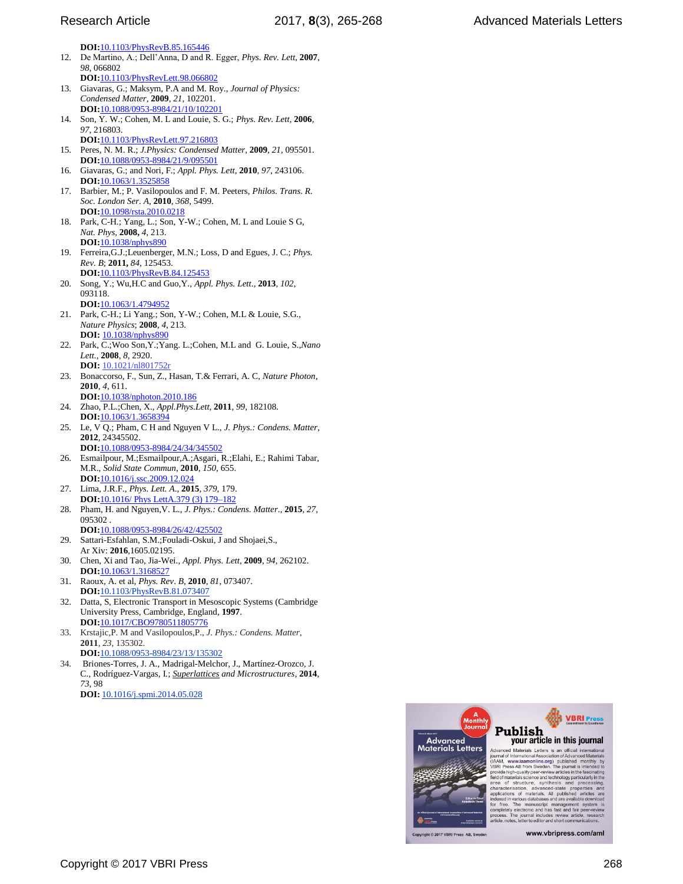**DOI:**10.1103/PhysRevB.85.165446

12. De Martino, A.; Dell'Anna, D and R. Egger, *Phys. Rev. Lett*, **2007**, *98*, 066802
**DOI:**10.1103/PhysRevLett.98.066802
13. Giavaras, G.; Maksym, P.A and M. Roy., *Journal of Physics: Condensed Matter*, **2009**, *21*, 102201.
**DOI:**10.1088/0953-8984/21/10/102201
14. Son, Y. W.; Cohen, M. L and Louie, S. G.; *Phys. Rev. Lett*, **2006**, *97*, 216803.
**DOI:**10.1103/PhysRevLett.97.216803
15. Peres, N. M. R.; *J.Physics: Condensed Matter*, **2009**, *21*, 095501.
**DOI:**10.1088/0953-8984/21/9/095501
16. Giavaras, G.; and Nori, F.; *Appl. Phys. Lett*, **2010**, *97*, 243106.
**DOI:**10.1063/1.3525858
17. Barbier, M.; P. Vasilopoulos and F. M. Peeters, *Philos. Trans. R. Soc. London Ser. A*, **2010**, *368*, 5499.
**DOI:**10.1098/rsta.2010.0218
18. Park, C-H.; Yang, L.; Son, Y-W.; Cohen, M. L and Louie S G, *Nat. Phys*, **2008,** *4*, 213.
**DOI:**10.1038/nphys890
19. Ferreira,G.J.;Leuenberger, M.N.; Loss, D and Egues, J. C.; *Phys. Rev. B*; **2011,** *84*, 125453.
**DOI:**10.1103/PhysRevB.84.125453
20. Song, Y.; Wu,H.C and Guo,Y., *Appl. Phys. Lett.*, **2013**, *102*, 093118.
**DOI:**10.1063/1.4794952
21. Park, C-H.; Li Yang.; Son, Y-W.; Cohen, M.L & Louie, S.G., *Nature Physics*; **2008**, *4*, 213.
**DOI:** 10.1038/nphys890
22. Park, C.;Woo Son,Y.;Yang. L.;Cohen, M.L and G. Louie, S.,*Nano Lett.*, **2008**, *8*, 2920.
**DOI:** 10.1021/nl801752r
23. Bonaccorso, F., Sun, Z., Hasan, T.& Ferrari, A. C, *Nature Photon*, **2010**, *4*, 611.
**DOI:**10.1038/nphoton.2010.186
24. Zhao, P.L.;Chen, X., *Appl.Phys.Lett*, **2011**, *99*, 182108.
**DOI:**10.1063/1.3658394
25. Le, V Q.; Pham, C H and Nguyen V L., *J. Phys.: Condens. Matter*, **2012**, 24345502.
**DOI:**10.1088/0953-8984/24/34/345502
26. Esmailpour, M.;Esmailpour,A.;Asgari, R.;Elahi, E.; Rahimi Tabar, M.R., *Solid State Commun*, **2010**, *150*, 655.
**DOI:**10.1016/j.ssc.2009.12.024
27. Lima, J.R.F., *Phys. Lett. A.*, **2015**, *379*, 179.
**DOI:**10.1016/ Phys LettA.379 (3) 179–182
28. Pham, H. and Nguyen,V. L., *J. Phys.: Condens. Matter.*, **2015**, *27*, 095302 .
**DOI:**10.1088/0953-8984/26/42/425502
29. Sattari-Esfahlan, S.M.;Fouladi-Oskui, J and Shojaei,S., Ar Xiv: **2016**,1605.02195.
30. Chen, Xi and Tao, Jia-Wei., *Appl. Phys. Lett*, **2009**, *94*, 262102.
**DOI:**10.1063/1.3168527
31. Raoux, A. et al, *Phys. Rev. B*, **2010**, *81*, 073407.
**DOI:**10.1103/PhysRevB.81.073407
32. Datta, S, Electronic Transport in Mesoscopic Systems (Cambridge University Press, Cambridge, England, **1997**.
**DOI:**10.1017/CBO9780511805776
33. Krstajic,P. M and Vasilopoulos,P., *J. Phys.: Condens. Matter*, **2011**, *23*, 135302.
**DOI:**10.1088/0953-8984/23/13/135302
34. Briones-Torres, J. A., Madrigal-Melchor, J., Martínez-Orozco, J. C., Rodríguez-Vargas, I.; *Superlattices and Microstructures*, **2014**, *73*, 98
**DOI:** 10.1016/j.spmi.2014.05.028